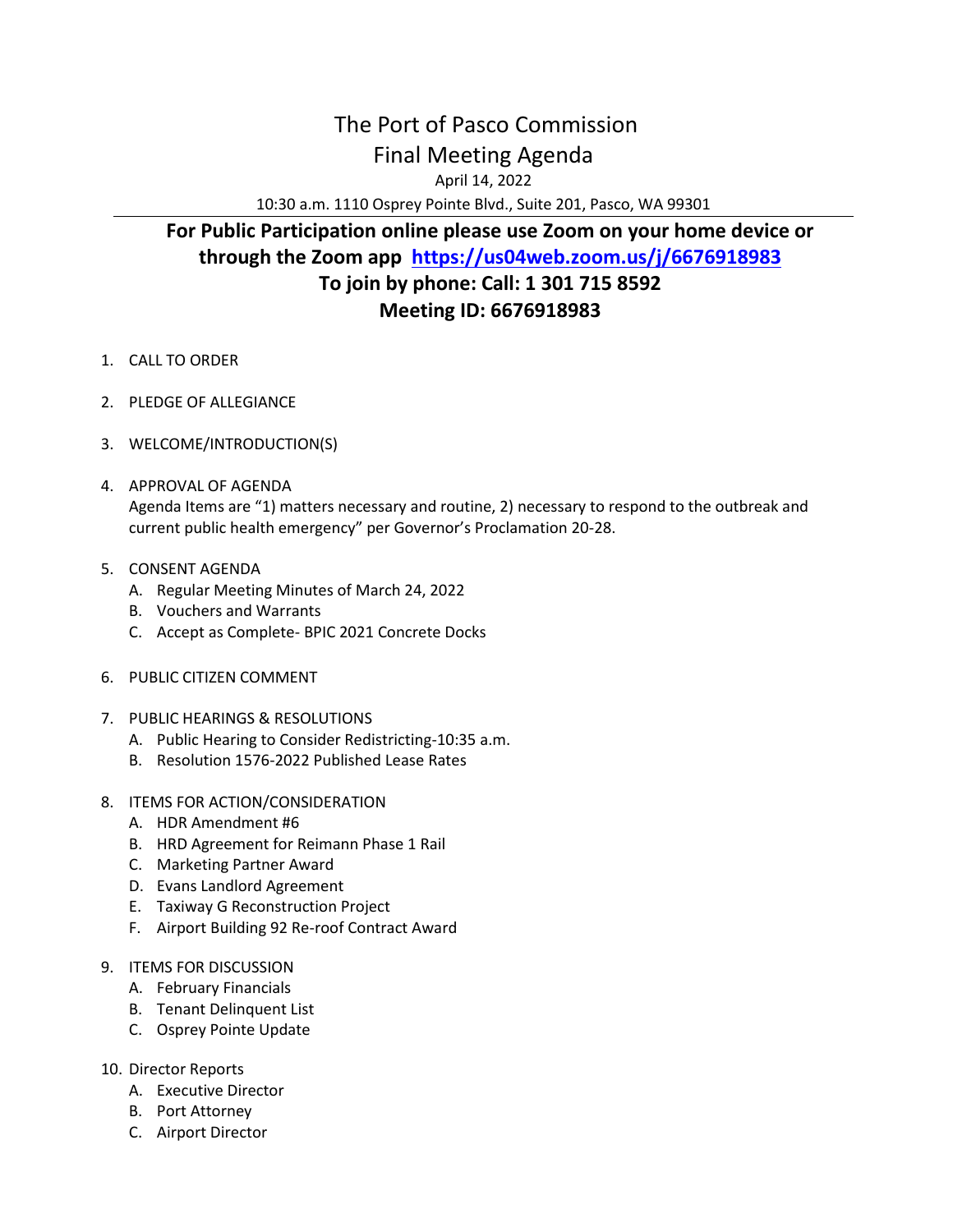# The Port of Pasco Commission

## Final Meeting Agenda

April 14, 2022

10:30 a.m. 1110 Osprey Pointe Blvd., Suite 201, Pasco, WA 99301

---

**For Public Participation online please use Zoom on your home device or through the Zoom app [https://us04web.zoom.us/j/6676918983](https://us04web.zoom.us/j/6676918983)**

**To join by phone: Call: 1 301 715 8592**

**Meeting ID: 6676918983**

1. CALL TO ORDER

2. PLEDGE OF ALLEGIANCE

3. WELCOME/INTRODUCTION(S)

4. APPROVAL OF AGENDA
   Agenda Items are “1) matters necessary and routine, 2) necessary to respond to the outbreak and current public health emergency” per Governor’s Proclamation 20-28.

5. CONSENT AGENDA
   A. Regular Meeting Minutes of March 24, 2022
   B. Vouchers and Warrants
   C. Accept as Complete- BPIC 2021 Concrete Docks

6. PUBLIC CITIZEN COMMENT

7. PUBLIC HEARINGS & RESOLUTIONS
   A. Public Hearing to Consider Redistricting-10:35 a.m.
   B. Resolution 1576-2022 Published Lease Rates

8. ITEMS FOR ACTION/CONSIDERATION
   A. HDR Amendment #6
   B. HRD Agreement for Reimann Phase 1 Rail
   C. Marketing Partner Award
   D. Evans Landlord Agreement
   E. Taxiway G Reconstruction Project
   F. Airport Building 92 Re-roof Contract Award

9. ITEMS FOR DISCUSSION
   A. February Financials
   B. Tenant Delinquent List
   C. Osprey Pointe Update

10. Director Reports
    A. Executive Director
    B. Port Attorney
    C. Airport Director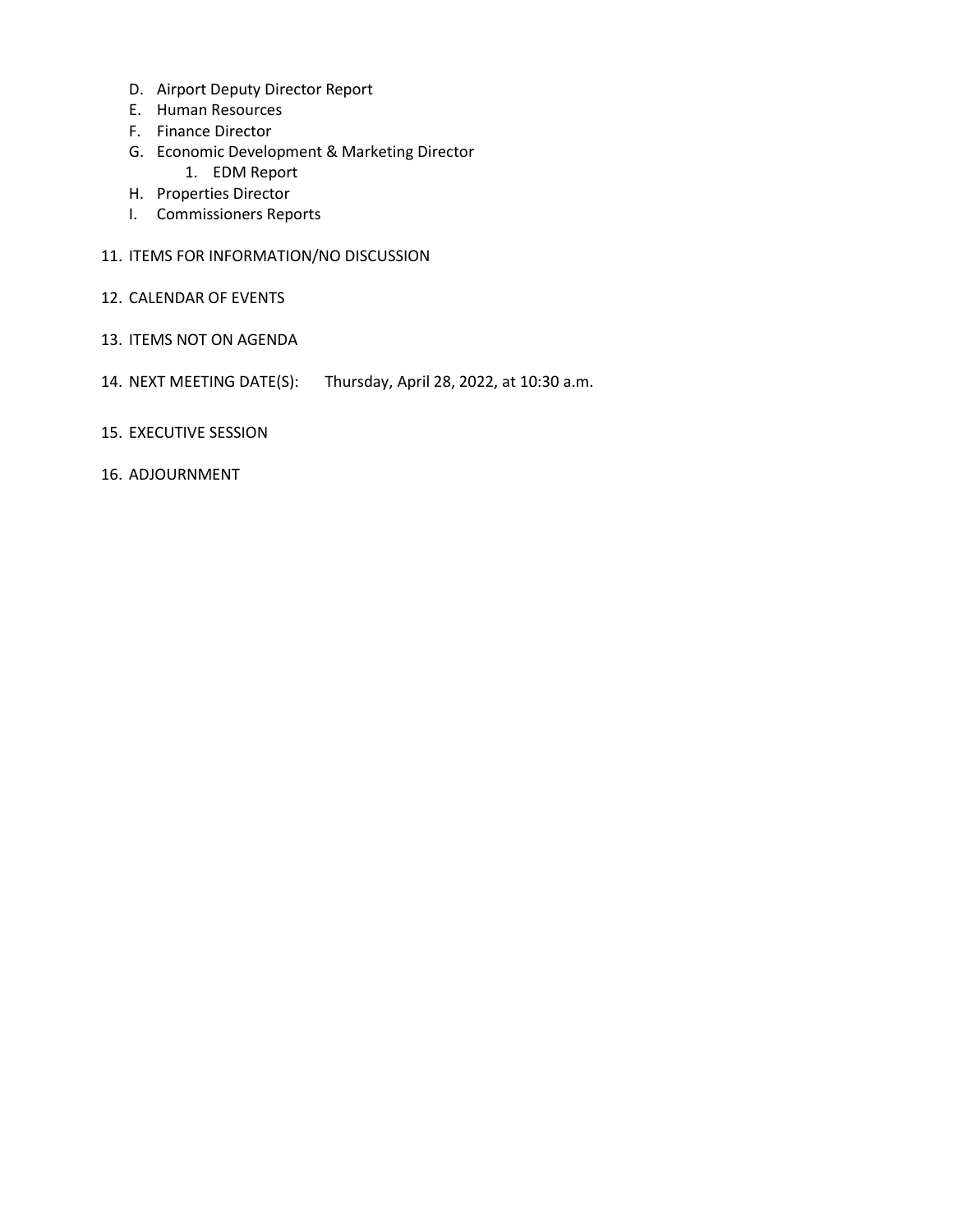D. Airport Deputy Director Report
E. Human Resources
F. Finance Director
G. Economic Development & Marketing Director
    1. EDM Report
H. Properties Director
I. Commissioners Reports

11. ITEMS FOR INFORMATION/NO DISCUSSION

12. CALENDAR OF EVENTS

13. ITEMS NOT ON AGENDA

14. NEXT MEETING DATE(S): Thursday, April 28, 2022, at 10:30 a.m.

15. EXECUTIVE SESSION

16. ADJOURNMENT